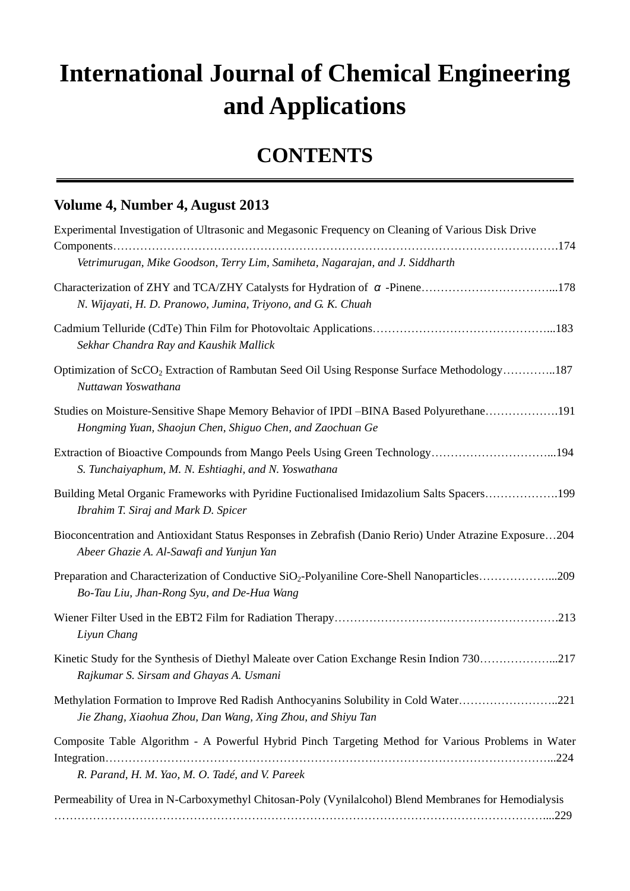# International Journal of Chemical Engineering and Applications

## CONTENTS

### Volume 4, Number 4, August 2013

Experimental Investigation of Ultrasonic and Megasonic Frequency on Cleaning of Various Disk Drive Components……………………………………………………………………………………………………….174
*Vetrimurugan, Mike Goodson, Terry Lim, Samiheta, Nagarajan, and J. Siddharth*

Characterization of ZHY and TCA/ZHY Catalysts for Hydration of $\alpha$-Pinene……………………………...178
*N. Wijayati, H. D. Pranowo, Jumina, Triyono, and G. K. Chuah*

Cadmium Telluride (CdTe) Thin Film for Photovoltaic Applications……………………………………...183
*Sekhar Chandra Ray and Kaushik Mallick*

Optimization of $ScCO_2$ Extraction of Rambutan Seed Oil Using Response Surface Methodology…………..187
*Nuttawan Yoswathana*

Studies on Moisture-Sensitive Shape Memory Behavior of IPDI –BINA Based Polyurethane……………….191
*Hongming Yuan, Shaojun Chen, Shiguo Chen, and Zaochuan Ge*

Extraction of Bioactive Compounds from Mango Peels Using Green Technology…………………………...194
*S. Tunchaiyaphum, M. N. Eshtiaghi, and N. Yoswathana*

Building Metal Organic Frameworks with Pyridine Fuctionalised Imidazolium Salts Spacers……………….199
*Ibrahim T. Siraj and Mark D. Spicer*

Bioconcentration and Antioxidant Status Responses in Zebrafish (Danio Rerio) Under Atrazine Exposure…204
*Abeer Ghazie A. Al-Sawafi and Yunjun Yan*

Preparation and Characterization of Conductive $SiO_2$-Polyaniline Core-Shell Nanoparticles………………...209
*Bo-Tau Liu, Jhan-Rong Syu, and De-Hua Wang*

Wiener Filter Used in the EBT2 Film for Radiation Therapy………………………………………………….213
*Liyun Chang*

Kinetic Study for the Synthesis of Diethyl Maleate over Cation Exchange Resin Indion 730………………...217
*Rajkumar S. Sirsam and Ghayas A. Usmani*

Methylation Formation to Improve Red Radish Anthocyanins Solubility in Cold Water……………………..221
*Jie Zhang, Xiaohua Zhou, Dan Wang, Xing Zhou, and Shiyu Tan*

Composite Table Algorithm - A Powerful Hybrid Pinch Targeting Method for Various Problems in Water Integration……………………………………………………………………………………………………...224
*R. Parand, H. M. Yao, M. O. Tadé, and V. Pareek*

Permeability of Urea in N-Carboxymethyl Chitosan-Poly (Vynilalcohol) Blend Membranes for Hemodialysis ……………………………………………………………………………………………………………...229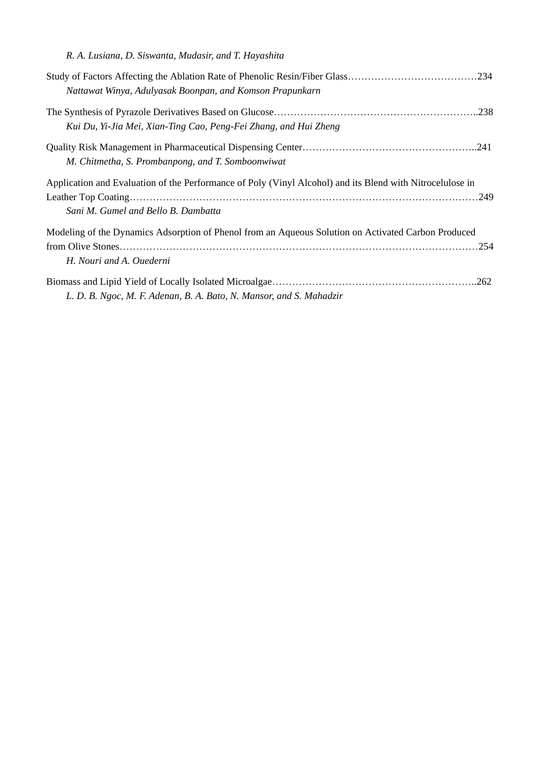*R. A. Lusiana, D. Siswanta, Mudasir, and T. Hayashita*

Study of Factors Affecting the Ablation Rate of Phenolic Resin/Fiber Glass…………………………………234
*Nattawat Winya, Adulyasak Boonpan, and Komson Prapunkarn*

The Synthesis of Pyrazole Derivatives Based on Glucose……………………………………………………..238
*Kui Du, Yi-Jia Mei, Xian-Ting Cao, Peng-Fei Zhang, and Hui Zheng*

Quality Risk Management in Pharmaceutical Dispensing Center……………………………………………..241
*M. Chitmetha, S. Prombanpong, and T. Somboonwiwat*

Application and Evaluation of the Performance of Poly (Vinyl Alcohol) and its Blend with Nitrocelulose in Leather Top Coating…………………………………………………………………………………………249
*Sani M. Gumel and Bello B. Dambatta*

Modeling of the Dynamics Adsorption of Phenol from an Aqueous Solution on Activated Carbon Produced from Olive Stones………………………………………………………………………………………………254
*H. Nouri and A. Ouederni*

Biomass and Lipid Yield of Locally Isolated Microalgae……………………………………………………..262
*L. D. B. Ngoc, M. F. Adenan, B. A. Bato, N. Mansor, and S. Mahadzir*